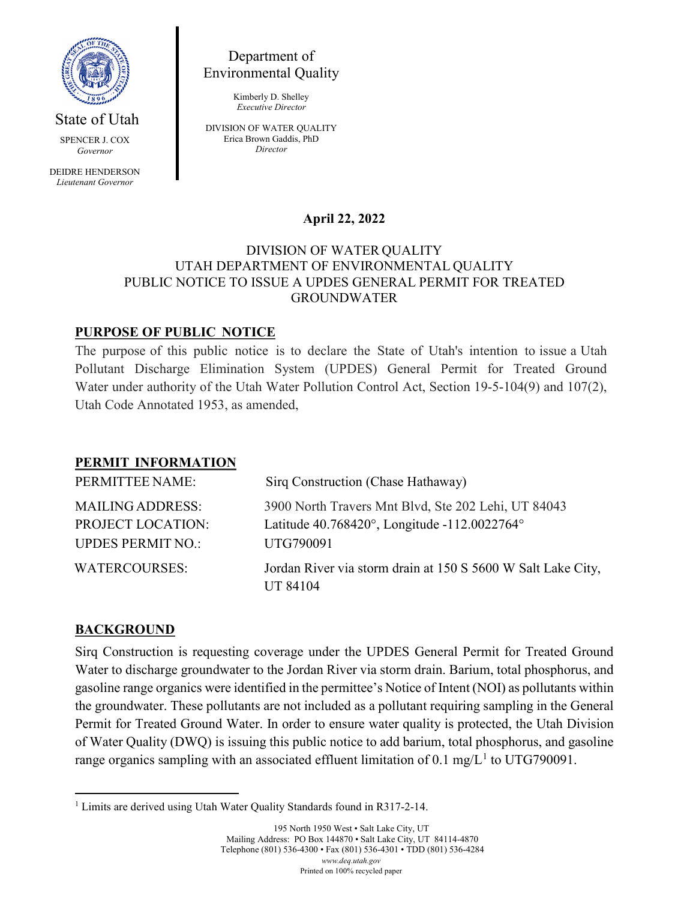State of Utah

SPENCER J. COX
*Governor*

DEIDRE HENDERSON
*Lieutenant Governor*

Department of
Environmental Quality

Kimberly D. Shelley
*Executive Director*

DIVISION OF WATER QUALITY
Erica Brown Gaddis, PhD
*Director*

**April 22, 2022**

DIVISION OF WATER QUALITY
UTAH DEPARTMENT OF ENVIRONMENTAL QUALITY
PUBLIC NOTICE TO ISSUE A UPDES GENERAL PERMIT FOR TREATED GROUNDWATER

## PURPOSE OF PUBLIC NOTICE

The purpose of this public notice is to declare the State of Utah's intention to issue a Utah Pollutant Discharge Elimination System (UPDES) General Permit for Treated Ground Water under authority of the Utah Water Pollution Control Act, Section 19-5-104(9) and 107(2), Utah Code Annotated 1953, as amended,

## PERMIT INFORMATION

| | |
|---|---|
| PERMITTEE NAME: | Sirq Construction (Chase Hathaway) |
| MAILING ADDRESS: | 3900 North Travers Mnt Blvd, Ste 202 Lehi, UT 84043 |
| PROJECT LOCATION: | Latitude 40.768420°, Longitude -112.0022764° |
| UPDES PERMIT NO.: | UTG790091 |
| WATERCOURSES: | Jordan River via storm drain at 150 S 5600 W Salt Lake City, UT 84104 |

## BACKGROUND

Sirq Construction is requesting coverage under the UPDES General Permit for Treated Ground Water to discharge groundwater to the Jordan River via storm drain. Barium, total phosphorus, and gasoline range organics were identified in the permittee's Notice of Intent (NOI) as pollutants within the groundwater. These pollutants are not included as a pollutant requiring sampling in the General Permit for Treated Ground Water. In order to ensure water quality is protected, the Utah Division of Water Quality (DWQ) is issuing this public notice to add barium, total phosphorus, and gasoline range organics sampling with an associated effluent limitation of 0.1 mg/L[1] to UTG790091.

[1] Limits are derived using Utah Water Quality Standards found in R317-2-14.

195 North 1950 West • Salt Lake City, UT
Mailing Address: PO Box 144870 • Salt Lake City, UT 84114-4870
Telephone (801) 536-4300 • Fax (801) 536-4301 • TDD (801) 536-4284
*www.deq.utah.gov*
Printed on 100% recycled paper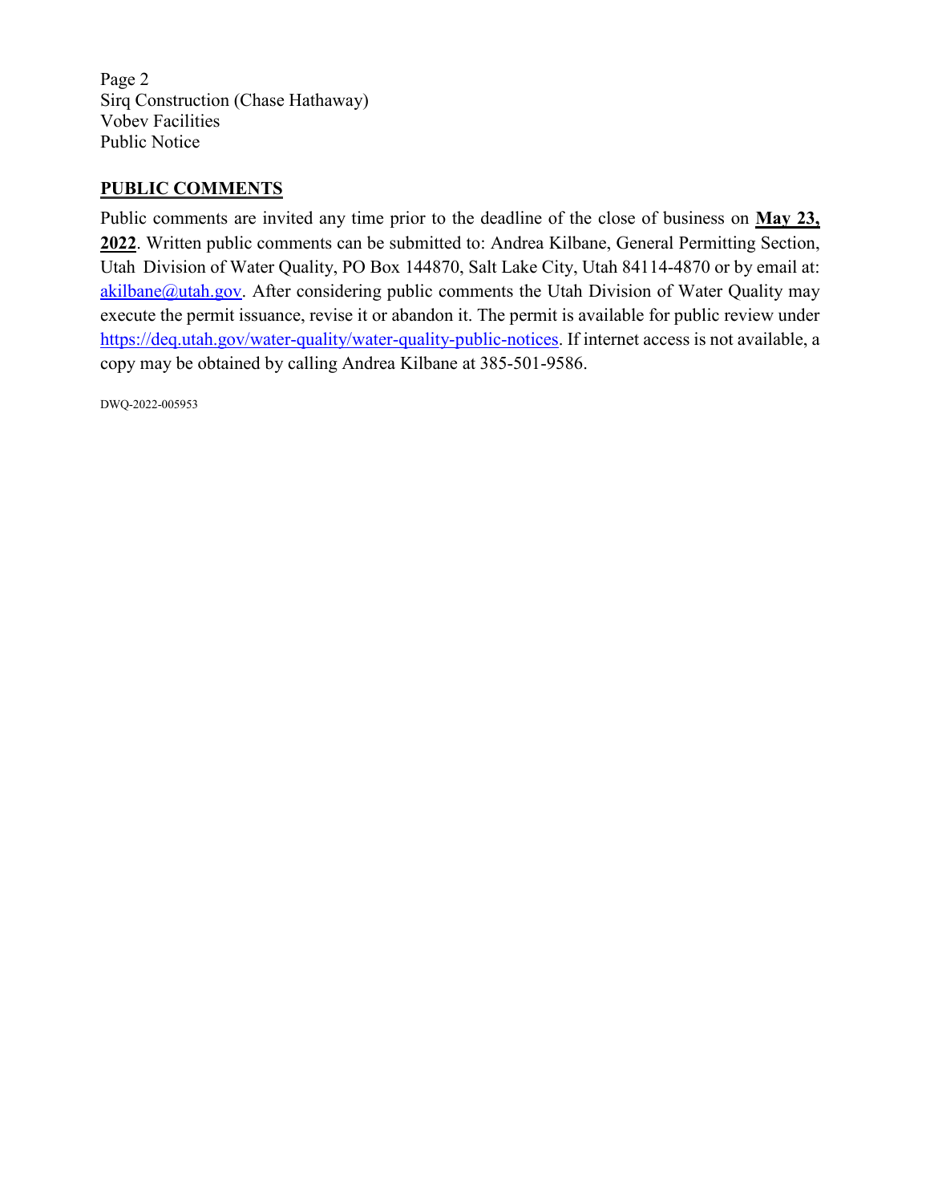## PUBLIC COMMENTS

Public comments are invited any time prior to the deadline of the close of business on **May 23, 2022**. Written public comments can be submitted to: Andrea Kilbane, General Permitting Section, Utah Division of Water Quality, PO Box 144870, Salt Lake City, Utah 84114-4870 or by email at: akilbane@utah.gov. After considering public comments the Utah Division of Water Quality may execute the permit issuance, revise it or abandon it. The permit is available for public review under https://deq.utah.gov/water-quality/water-quality-public-notices. If internet access is not available, a copy may be obtained by calling Andrea Kilbane at 385-501-9586.

DWQ-2022-005953